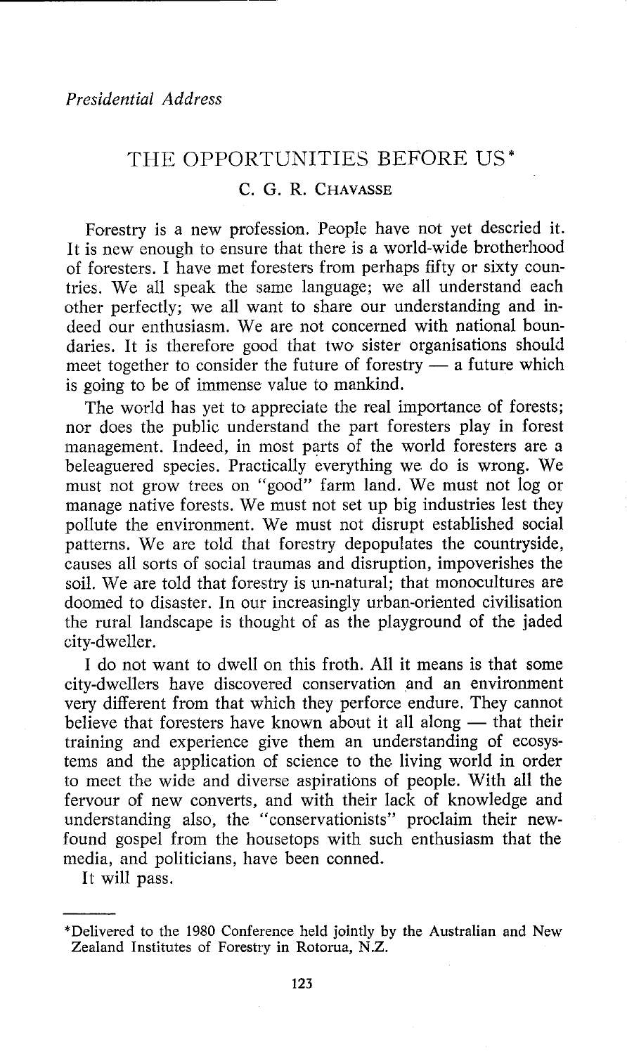*Presidential Address*

# THE OPPORTUNITIES BEFORE US*

C. G. R. CHAVASSE

Forestry is a new profession. People have not yet descried it. It is new enough to ensure that there is a world-wide brotherhood of foresters. I have met foresters from perhaps fifty or sixty countries. We all speak the same language; we all understand each other perfectly; we all want to share our understanding and indeed our enthusiasm. We are not concerned with national boundaries. It is therefore good that two sister organisations should meet together to consider the future of forestry — a future which is going to be of immense value to mankind.

The world has yet to appreciate the real importance of forests; nor does the public understand the part foresters play in forest management. Indeed, in most parts of the world foresters are a beleaguered species. Practically everything we do is wrong. We must not grow trees on "good" farm land. We must not log or manage native forests. We must not set up big industries lest they pollute the environment. We must not disrupt established social patterns. We are told that forestry depopulates the countryside, causes all sorts of social traumas and disruption, impoverishes the soil. We are told that forestry is un-natural; that monocultures are doomed to disaster. In our increasingly urban-oriented civilisation the rural landscape is thought of as the playground of the jaded city-dweller.

I do not want to dwell on this froth. All it means is that some city-dwellers have discovered conservation and an environment very different from that which they perforce endure. They cannot believe that foresters have known about it all along — that their training and experience give them an understanding of ecosystems and the application of science to the living world in order to meet the wide and diverse aspirations of people. With all the fervour of new converts, and with their lack of knowledge and understanding also, the "conservationists" proclaim their new-found gospel from the housetops with such enthusiasm that the media, and politicians, have been conned.

It will pass.

---

*Delivered to the 1980 Conference held jointly by the Australian and New Zealand Institutes of Forestry in Rotorua, N.Z.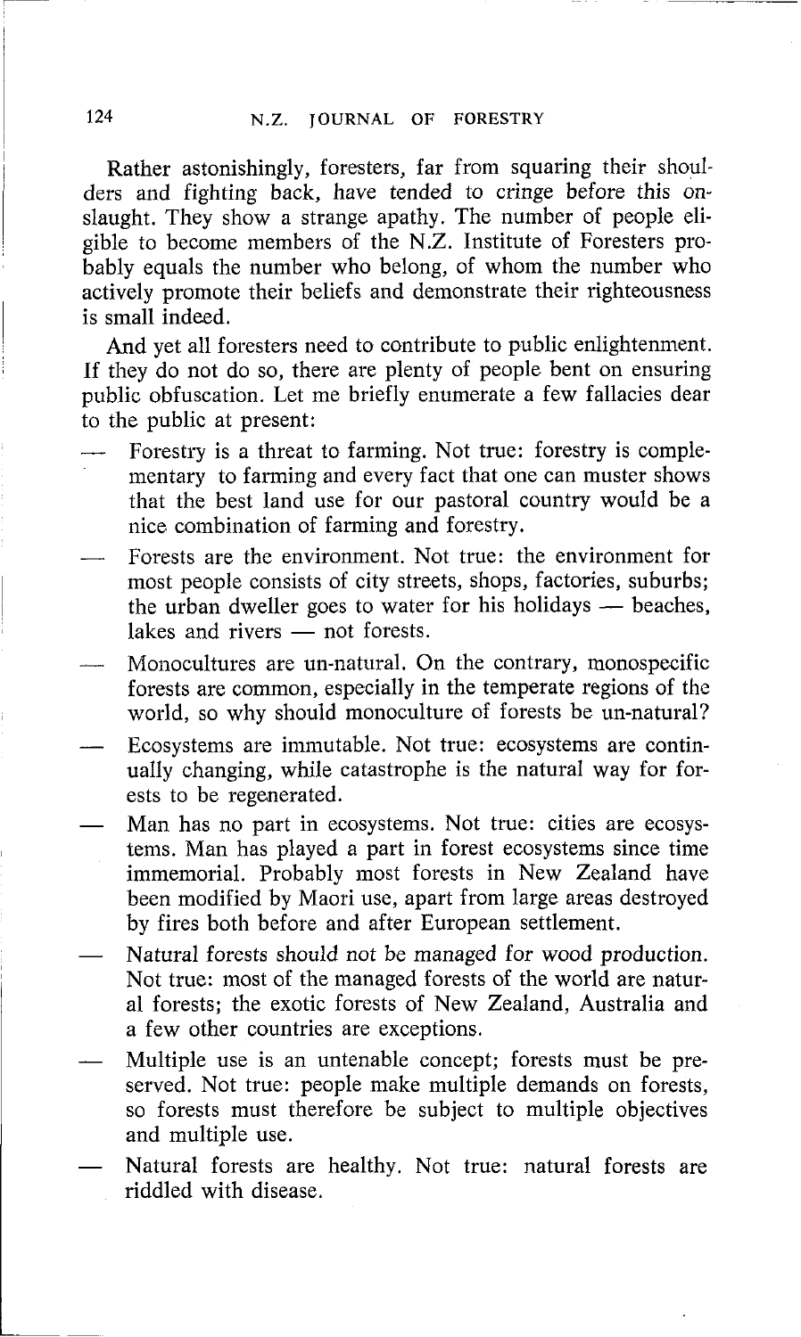Rather astonishingly, foresters, far from squaring their shoulders and fighting back, have tended to cringe before this onslaught. They show a strange apathy. The number of people eligible to become members of the N.Z. Institute of Foresters probably equals the number who belong, of whom the number who actively promote their beliefs and demonstrate their righteousness is small indeed.

And yet all foresters need to contribute to public enlightenment. If they do not do so, there are plenty of people bent on ensuring public obfuscation. Let me briefly enumerate a few fallacies dear to the public at present:

- Forestry is a threat to farming. Not true: forestry is complementary to farming and every fact that one can muster shows that the best land use for our pastoral country would be a nice combination of farming and forestry.
- Forests are the environment. Not true: the environment for most people consists of city streets, shops, factories, suburbs; the urban dweller goes to water for his holidays — beaches, lakes and rivers — not forests.
- Monocultures are un-natural. On the contrary, monospecific forests are common, especially in the temperate regions of the world, so why should monoculture of forests be un-natural?
- Ecosystems are immutable. Not true: ecosystems are continually changing, while catastrophe is the natural way for forests to be regenerated.
- Man has no part in ecosystems. Not true: cities are ecosystems. Man has played a part in forest ecosystems since time immemorial. Probably most forests in New Zealand have been modified by Maori use, apart from large areas destroyed by fires both before and after European settlement.
- Natural forests should not be managed for wood production. Not true: most of the managed forests of the world are natural forests; the exotic forests of New Zealand, Australia and a few other countries are exceptions.
- Multiple use is an untenable concept; forests must be preserved. Not true: people make multiple demands on forests, so forests must therefore be subject to multiple objectives and multiple use.
- Natural forests are healthy. Not true: natural forests are riddled with disease.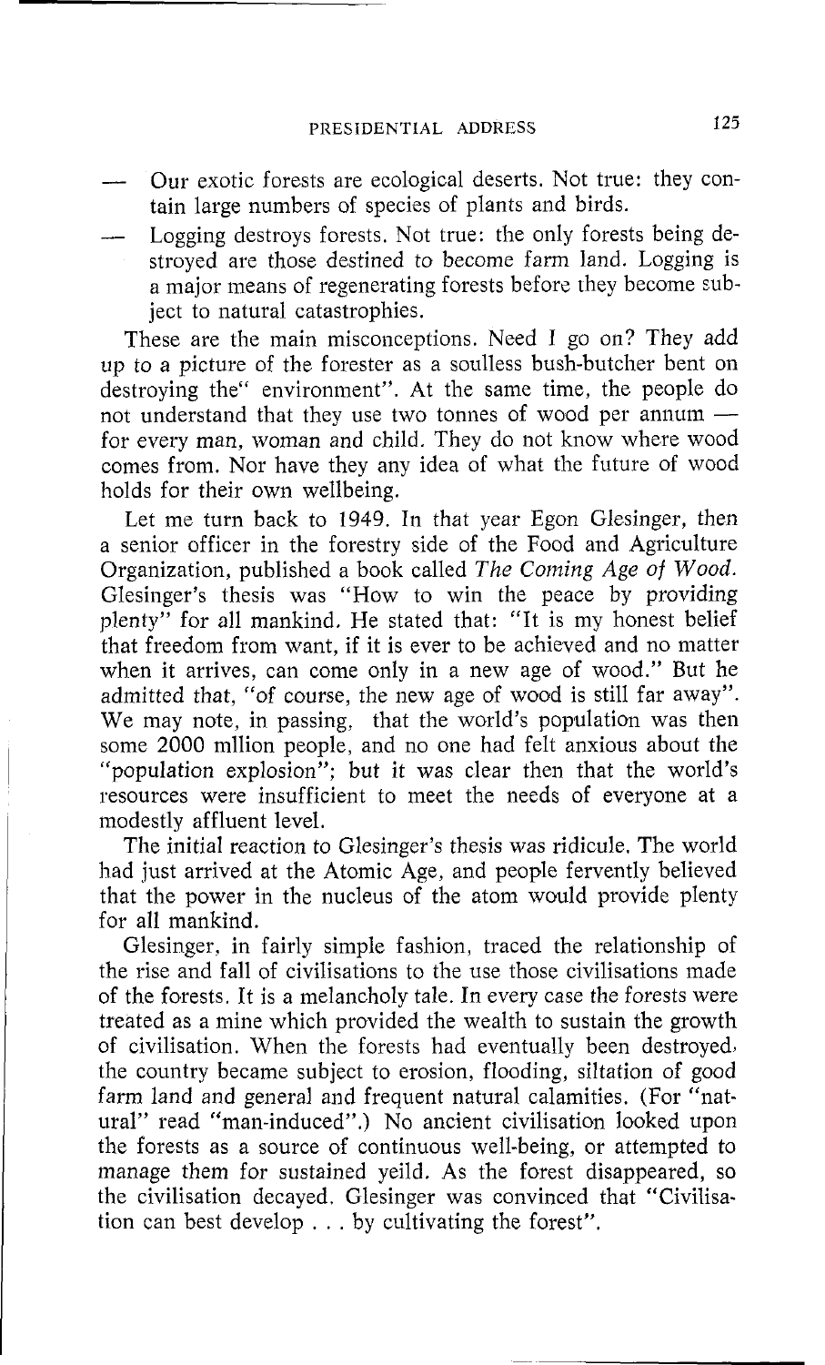- Our exotic forests are ecological deserts. Not true: they contain large numbers of species of plants and birds.
- Logging destroys forests. Not true: the only forests being destroyed are those destined to become farm land. Logging is a major means of regenerating forests before they become subject to natural catastrophies.

These are the main misconceptions. Need I go on? They add up to a picture of the forester as a soulless bush-butcher bent on destroying the" environment". At the same time, the people do not understand that they use two tonnes of wood per annum — for every man, woman and child. They do not know where wood comes from. Nor have they any idea of what the future of wood holds for their own wellbeing.

Let me turn back to 1949. In that year Egon Glesinger, then a senior officer in the forestry side of the Food and Agriculture Organization, published a book called *The Coming Age of Wood.* Glesinger's thesis was "How to win the peace by providing plenty" for all mankind. He stated that: "It is my honest belief that freedom from want, if it is ever to be achieved and no matter when it arrives, can come only in a new age of wood." But he admitted that, "of course, the new age of wood is still far away". We may note, in passing, that the world's population was then some 2000 mllion people, and no one had felt anxious about the "population explosion"; but it was clear then that the world's resources were insufficient to meet the needs of everyone at a modestly affluent level.

The initial reaction to Glesinger's thesis was ridicule. The world had just arrived at the Atomic Age, and people fervently believed that the power in the nucleus of the atom would provide plenty for all mankind.

Glesinger, in fairly simple fashion, traced the relationship of the rise and fall of civilisations to the use those civilisations made of the forests. It is a melancholy tale. In every case the forests were treated as a mine which provided the wealth to sustain the growth of civilisation. When the forests had eventually been destroyed, the country became subject to erosion, flooding, siltation of good farm land and general and frequent natural calamities. (For "natural" read "man-induced".) No ancient civilisation looked upon the forests as a source of continuous well-being, or attempted to manage them for sustained yeild. As the forest disappeared, so the civilisation decayed. Glesinger was convinced that "Civilisation can best develop . . . by cultivating the forest".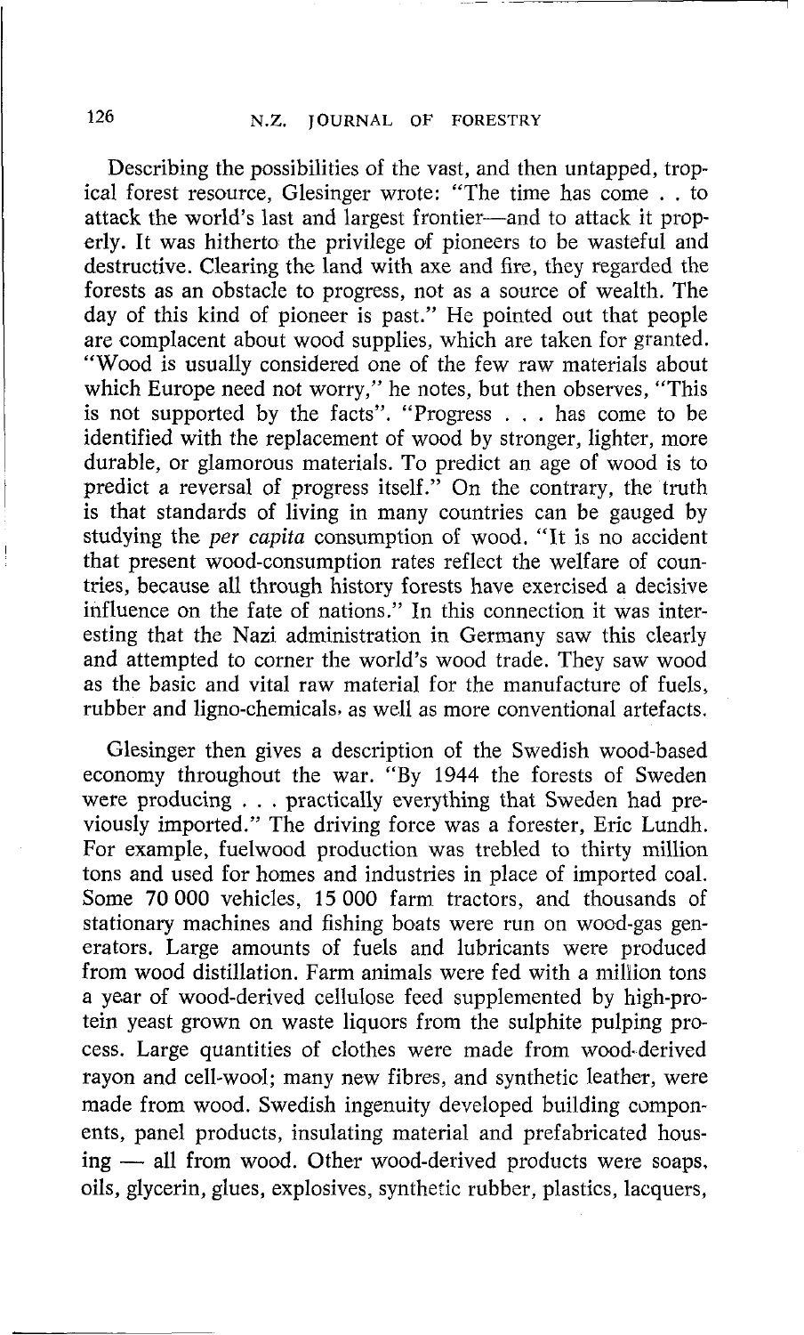Describing the possibilities of the vast, and then untapped, tropical forest resource, Glesinger wrote: "The time has come . . to attack the world's last and largest frontier—and to attack it properly. It was hitherto the privilege of pioneers to be wasteful and destructive. Clearing the land with axe and fire, they regarded the forests as an obstacle to progress, not as a source of wealth. The day of this kind of pioneer is past." He pointed out that people are complacent about wood supplies, which are taken for granted. "Wood is usually considered one of the few raw materials about which Europe need not worry," he notes, but then observes, "This is not supported by the facts". "Progress . . . has come to be identified with the replacement of wood by stronger, lighter, more durable, or glamorous materials. To predict an age of wood is to predict a reversal of progress itself." On the contrary, the truth is that standards of living in many countries can be gauged by studying the *per capita* consumption of wood. "It is no accident that present wood-consumption rates reflect the welfare of countries, because all through history forests have exercised a decisive influence on the fate of nations." In this connection it was interesting that the Nazi administration in Germany saw this clearly and attempted to corner the world's wood trade. They saw wood as the basic and vital raw material for the manufacture of fuels, rubber and ligno-chemicals, as well as more conventional artefacts.

Glesinger then gives a description of the Swedish wood-based economy throughout the war. "By 1944 the forests of Sweden were producing . . . practically everything that Sweden had previously imported." The driving force was a forester, Eric Lundh. For example, fuelwood production was trebled to thirty million tons and used for homes and industries in place of imported coal. Some 70 000 vehicles, 15 000 farm tractors, and thousands of stationary machines and fishing boats were run on wood-gas generators. Large amounts of fuels and lubricants were produced from wood distillation. Farm animals were fed with a million tons a year of wood-derived cellulose feed supplemented by high-protein yeast grown on waste liquors from the sulphite pulping process. Large quantities of clothes were made from wood-derived rayon and cell-wool; many new fibres, and synthetic leather, were made from wood. Swedish ingenuity developed building components, panel products, insulating material and prefabricated housing — all from wood. Other wood-derived products were soaps, oils, glycerin, glues, explosives, synthetic rubber, plastics, lacquers,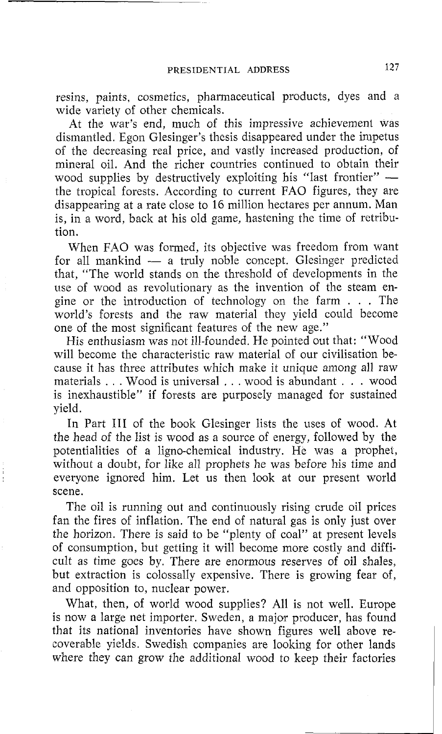resins, paints, cosmetics, pharmaceutical products, dyes and a wide variety of other chemicals.

At the war's end, much of this impressive achievement was dismantled. Egon Glesinger's thesis disappeared under the impetus of the decreasing real price, and vastly increased production, of mineral oil. And the richer countries continued to obtain their wood supplies by destructively exploiting his "last frontier" — the tropical forests. According to current FAO figures, they are disappearing at a rate close to 16 million hectares per annum. Man is, in a word, back at his old game, hastening the time of retribution.

When FAO was formed, its objective was freedom from want for all mankind — a truly noble concept. Glesinger predicted that, "The world stands on the threshold of developments in the use of wood as revolutionary as the invention of the steam engine or the introduction of technology on the farm . . . The world's forests and the raw material they yield could become one of the most significant features of the new age."

His enthusiasm was not ill-founded. He pointed out that: "Wood will become the characteristic raw material of our civilisation because it has three attributes which make it unique among all raw materials . . . Wood is universal . . . wood is abundant . . . wood is inexhaustible" if forests are purposely managed for sustained yield.

In Part III of the book Glesinger lists the uses of wood. At the head of the list is wood as a source of energy, followed by the potentialities of a ligno-chemical industry. He was a prophet, without a doubt, for like all prophets he was before his time and everyone ignored him. Let us then look at our present world scene.

The oil is running out and continuously rising crude oil prices fan the fires of inflation. The end of natural gas is only just over the horizon. There is said to be "plenty of coal" at present levels of consumption, but getting it will become more costly and difficult as time goes by. There are enormous reserves of oil shales, but extraction is colossally expensive. There is growing fear of, and opposition to, nuclear power.

What, then, of world wood supplies? All is not well. Europe is now a large net importer. Sweden, a major producer, has found that its national inventories have shown figures well above recoverable yields. Swedish companies are looking for other lands where they can grow the additional wood to keep their factories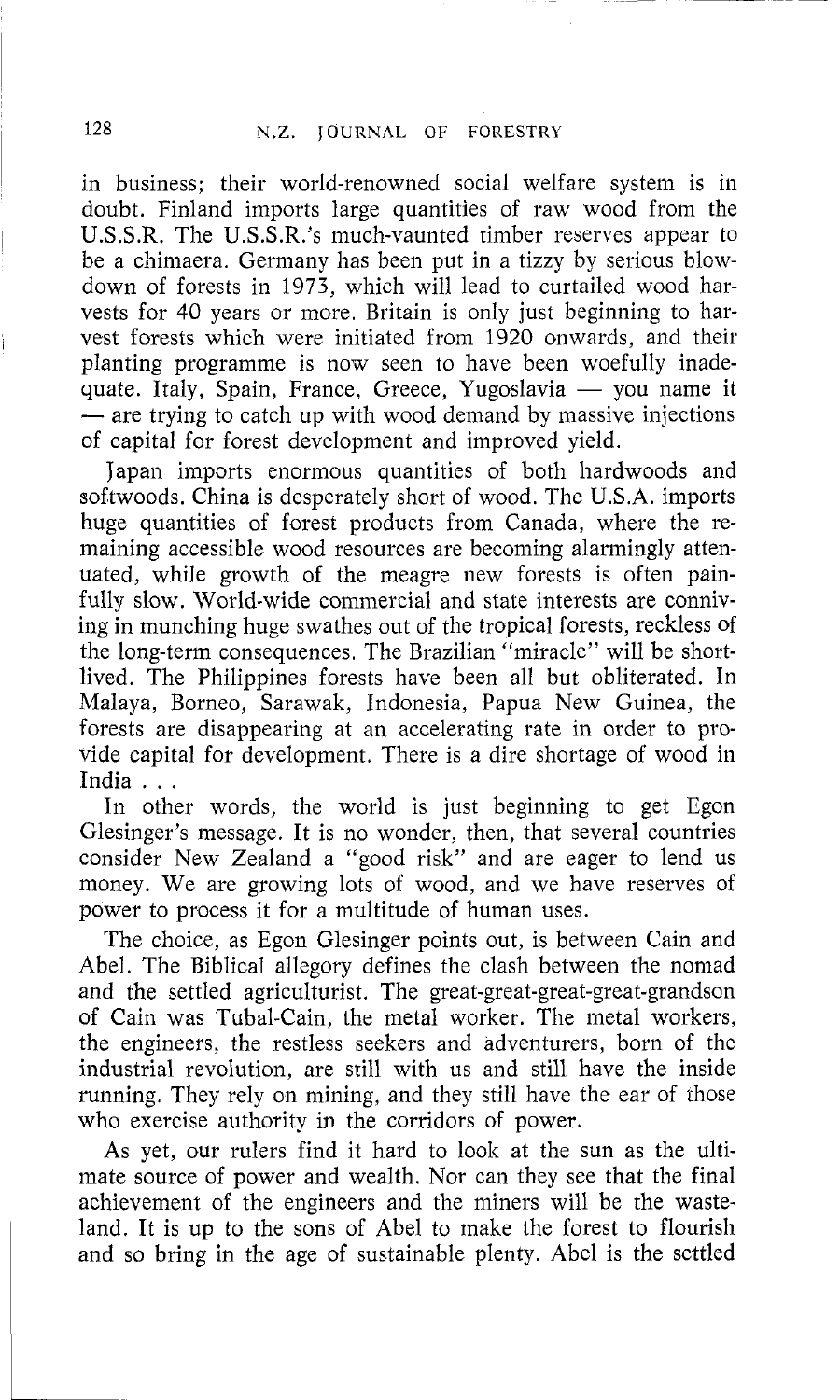in business; their world-renowned social welfare system is in doubt. Finland imports large quantities of raw wood from the U.S.S.R. The U.S.S.R.'s much-vaunted timber reserves appear to be a chimaera. Germany has been put in a tizzy by serious blow-down of forests in 1973, which will lead to curtailed wood harvests for 40 years or more. Britain is only just beginning to harvest forests which were initiated from 1920 onwards, and their planting programme is now seen to have been woefully inadequate. Italy, Spain, France, Greece, Yugoslavia — you name it — are trying to catch up with wood demand by massive injections of capital for forest development and improved yield.

Japan imports enormous quantities of both hardwoods and softwoods. China is desperately short of wood. The U.S.A. imports huge quantities of forest products from Canada, where the remaining accessible wood resources are becoming alarmingly attenuated, while growth of the meagre new forests is often painfully slow. World-wide commercial and state interests are conniving in munching huge swathes out of the tropical forests, reckless of the long-term consequences. The Brazilian "miracle" will be short-lived. The Philippines forests have been all but obliterated. In Malaya, Borneo, Sarawak, Indonesia, Papua New Guinea, the forests are disappearing at an accelerating rate in order to provide capital for development. There is a dire shortage of wood in India . . .

In other words, the world is just beginning to get Egon Glesinger's message. It is no wonder, then, that several countries consider New Zealand a "good risk" and are eager to lend us money. We are growing lots of wood, and we have reserves of power to process it for a multitude of human uses.

The choice, as Egon Glesinger points out, is between Cain and Abel. The Biblical allegory defines the clash between the nomad and the settled agriculturist. The great-great-great-great-grandson of Cain was Tubal-Cain, the metal worker. The metal workers, the engineers, the restless seekers and adventurers, born of the industrial revolution, are still with us and still have the inside running. They rely on mining, and they still have the ear of those who exercise authority in the corridors of power.

As yet, our rulers find it hard to look at the sun as the ultimate source of power and wealth. Nor can they see that the final achievement of the engineers and the miners will be the wasteland. It is up to the sons of Abel to make the forest to flourish and so bring in the age of sustainable plenty. Abel is the settled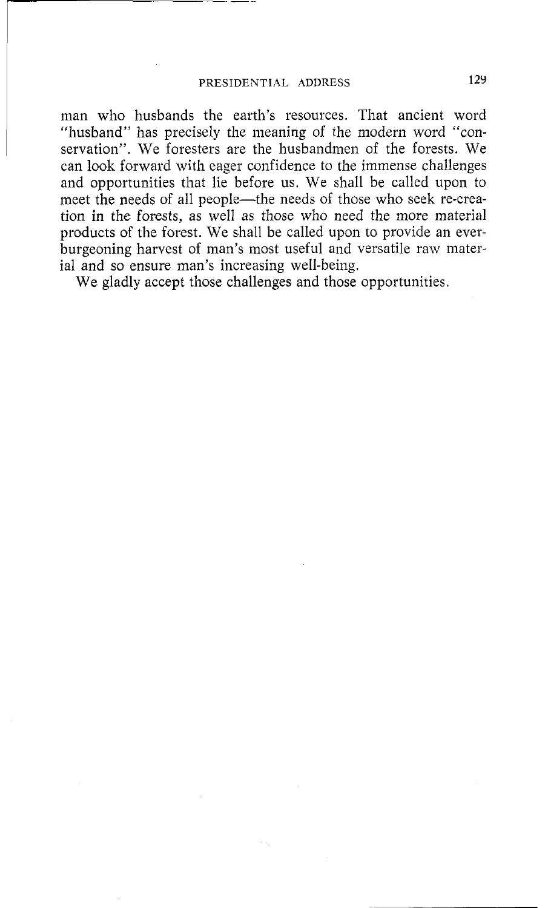man who husbands the earth's resources. That ancient word "husband" has precisely the meaning of the modern word "conservation". We foresters are the husbandmen of the forests. We can look forward with eager confidence to the immense challenges and opportunities that lie before us. We shall be called upon to meet the needs of all people—the needs of those who seek re-creation in the forests, as well as those who need the more material products of the forest. We shall be called upon to provide an ever-burgeoning harvest of man's most useful and versatile raw material and so ensure man's increasing well-being.

We gladly accept those challenges and those opportunities.